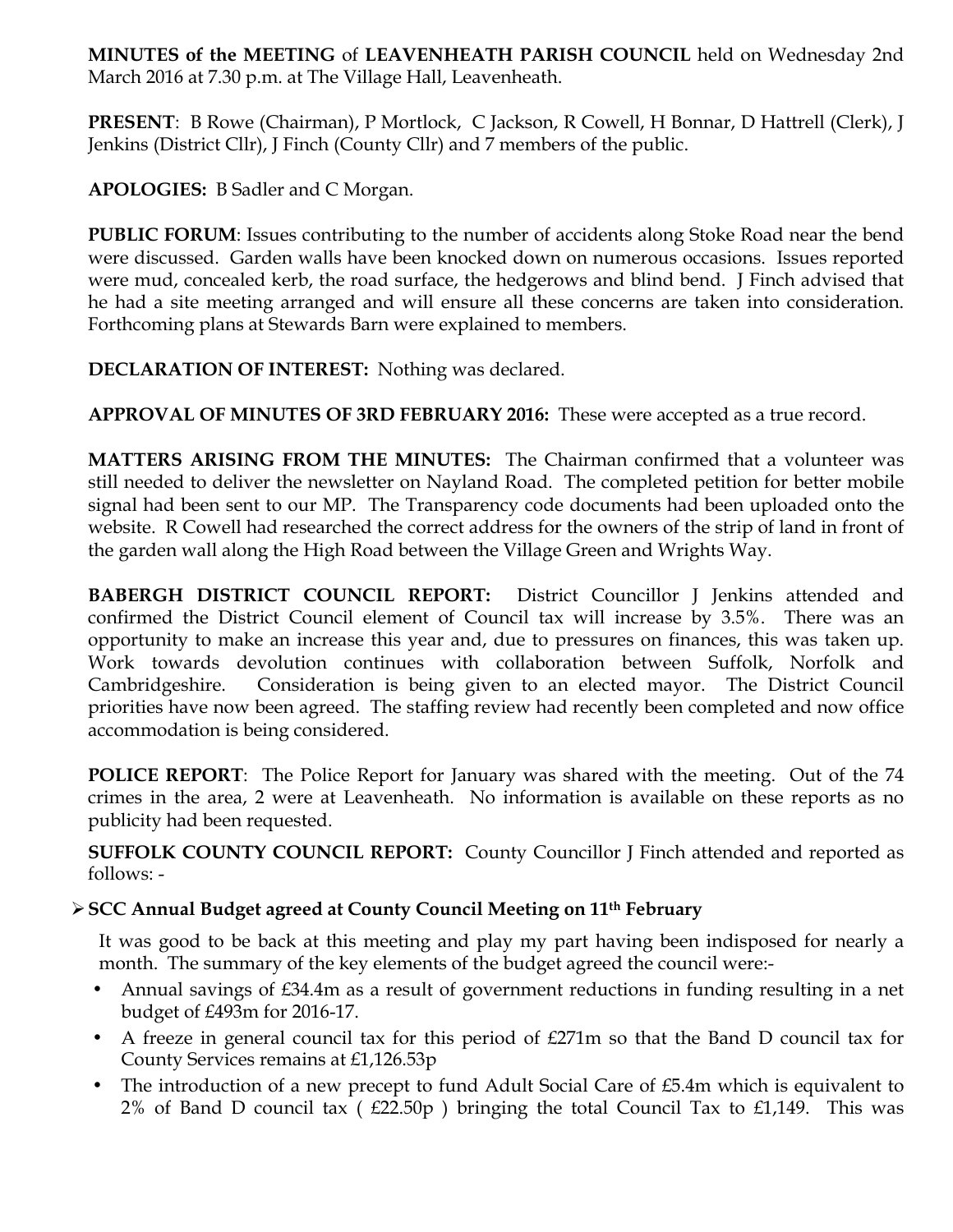**MINUTES of the MEETING** of **LEAVENHEATH PARISH COUNCIL** held on Wednesday 2nd March 2016 at 7.30 p.m. at The Village Hall, Leavenheath.

**PRESENT**: B Rowe (Chairman), P Mortlock, C Jackson, R Cowell, H Bonnar, D Hattrell (Clerk), J Jenkins (District Cllr), J Finch (County Cllr) and 7 members of the public.

**APOLOGIES:** B Sadler and C Morgan.

**PUBLIC FORUM**: Issues contributing to the number of accidents along Stoke Road near the bend were discussed. Garden walls have been knocked down on numerous occasions. Issues reported were mud, concealed kerb, the road surface, the hedgerows and blind bend. J Finch advised that he had a site meeting arranged and will ensure all these concerns are taken into consideration. Forthcoming plans at Stewards Barn were explained to members.

**DECLARATION OF INTEREST:** Nothing was declared.

**APPROVAL OF MINUTES OF 3RD FEBRUARY 2016:** These were accepted as a true record.

**MATTERS ARISING FROM THE MINUTES:** The Chairman confirmed that a volunteer was still needed to deliver the newsletter on Nayland Road. The completed petition for better mobile signal had been sent to our MP. The Transparency code documents had been uploaded onto the website. R Cowell had researched the correct address for the owners of the strip of land in front of the garden wall along the High Road between the Village Green and Wrights Way.

**BABERGH DISTRICT COUNCIL REPORT:** District Councillor J Jenkins attended and confirmed the District Council element of Council tax will increase by 3.5%. There was an opportunity to make an increase this year and, due to pressures on finances, this was taken up. Work towards devolution continues with collaboration between Suffolk, Norfolk and Cambridgeshire. Consideration is being given to an elected mayor. The District Council priorities have now been agreed. The staffing review had recently been completed and now office accommodation is being considered.

**POLICE REPORT**: The Police Report for January was shared with the meeting. Out of the 74 crimes in the area, 2 were at Leavenheath. No information is available on these reports as no publicity had been requested.

**SUFFOLK COUNTY COUNCIL REPORT:** County Councillor J Finch attended and reported as follows: -

- **SCC Annual Budget agreed at County Council Meeting on 11th February**

  It was good to be back at this meeting and play my part having been indisposed for nearly a month. The summary of the key elements of the budget agreed the council were:-

  - Annual savings of £34.4m as a result of government reductions in funding resulting in a net budget of £493m for 2016-17.
  - A freeze in general council tax for this period of £271m so that the Band D council tax for County Services remains at £1,126.53p
  - The introduction of a new precept to fund Adult Social Care of £5.4m which is equivalent to 2% of Band D council tax ( £22.50p ) bringing the total Council Tax to £1,149. This was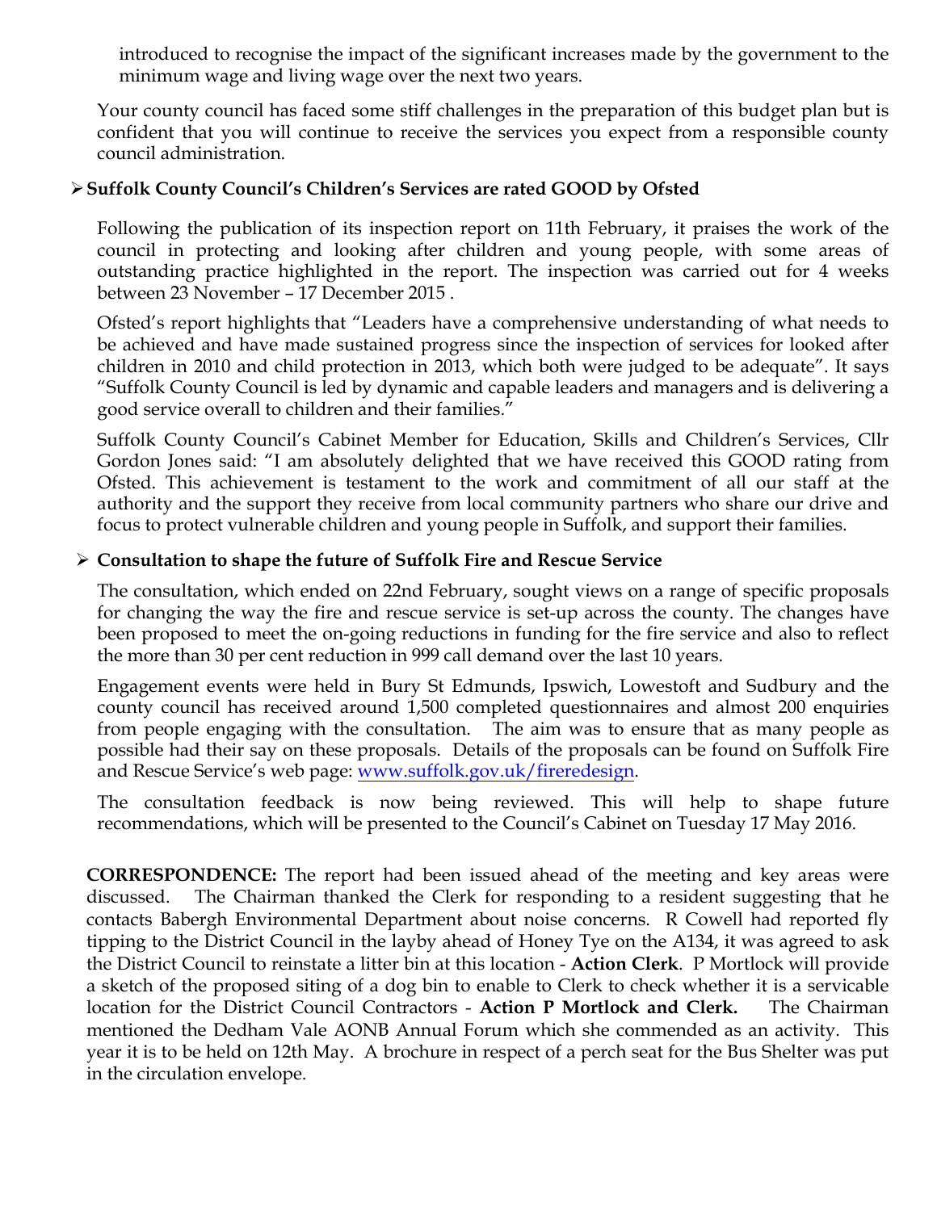introduced to recognise the impact of the significant increases made by the government to the minimum wage and living wage over the next two years.

Your county council has faced some stiff challenges in the preparation of this budget plan but is confident that you will continue to receive the services you expect from a responsible county council administration.

- **Suffolk County Council's Children's Services are rated GOOD by Ofsted**

  Following the publication of its inspection report on 11th February, it praises the work of the council in protecting and looking after children and young people, with some areas of outstanding practice highlighted in the report. The inspection was carried out for 4 weeks between 23 November – 17 December 2015 .

  Ofsted's report highlights that "Leaders have a comprehensive understanding of what needs to be achieved and have made sustained progress since the inspection of services for looked after children in 2010 and child protection in 2013, which both were judged to be adequate". It says "Suffolk County Council is led by dynamic and capable leaders and managers and is delivering a good service overall to children and their families."

  Suffolk County Council's Cabinet Member for Education, Skills and Children's Services, Cllr Gordon Jones said: "I am absolutely delighted that we have received this GOOD rating from Ofsted. This achievement is testament to the work and commitment of all our staff at the authority and the support they receive from local community partners who share our drive and focus to protect vulnerable children and young people in Suffolk, and support their families.

- **Consultation to shape the future of Suffolk Fire and Rescue Service**

  The consultation, which ended on 22nd February, sought views on a range of specific proposals for changing the way the fire and rescue service is set-up across the county. The changes have been proposed to meet the on-going reductions in funding for the fire service and also to reflect the more than 30 per cent reduction in 999 call demand over the last 10 years.

  Engagement events were held in Bury St Edmunds, Ipswich, Lowestoft and Sudbury and the county council has received around 1,500 completed questionnaires and almost 200 enquiries from people engaging with the consultation. The aim was to ensure that as many people as possible had their say on these proposals. Details of the proposals can be found on Suffolk Fire and Rescue Service's web page: [www.suffolk.gov.uk/fireredesign](http://www.suffolk.gov.uk/fireredesign).

  The consultation feedback is now being reviewed. This will help to shape future recommendations, which will be presented to the Council's Cabinet on Tuesday 17 May 2016.

**CORRESPONDENCE:** The report had been issued ahead of the meeting and key areas were discussed. The Chairman thanked the Clerk for responding to a resident suggesting that he contacts Babergh Environmental Department about noise concerns. R Cowell had reported fly tipping to the District Council in the layby ahead of Honey Tye on the A134, it was agreed to ask the District Council to reinstate a litter bin at this location - **Action Clerk**. P Mortlock will provide a sketch of the proposed siting of a dog bin to enable to Clerk to check whether it is a servicable location for the District Council Contractors - **Action P Mortlock and Clerk.** The Chairman mentioned the Dedham Vale AONB Annual Forum which she commended as an activity. This year it is to be held on 12th May. A brochure in respect of a perch seat for the Bus Shelter was put in the circulation envelope.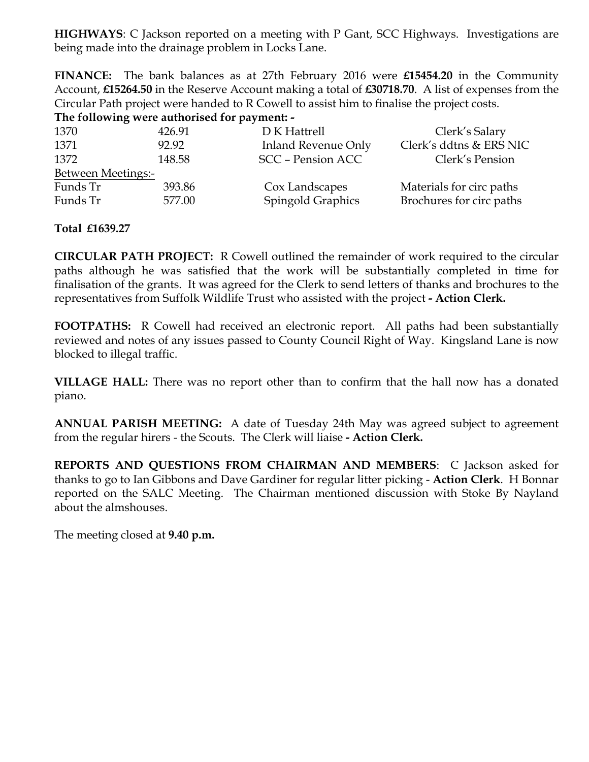**HIGHWAYS**: C Jackson reported on a meeting with P Gant, SCC Highways. Investigations are being made into the drainage problem in Locks Lane.

**FINANCE:** The bank balances as at 27th February 2016 were **£15454.20** in the Community Account, **£15264.50** in the Reserve Account making a total of **£30718.70**. A list of expenses from the Circular Path project were handed to R Cowell to assist him to finalise the project costs.

**The following were authorised for payment: -**

| | | | |
|---|---|---|---|
| 1370 | 426.91 | D K Hattrell | Clerk's Salary |
| 1371 | 92.92 | Inland Revenue Only | Clerk's ddtns & ERS NIC |
| 1372 | 148.58 | SCC – Pension ACC | Clerk's Pension |
| Between Meetings:- | | | |
| Funds Tr | 393.86 | Cox Landscapes | Materials for circ paths |
| Funds Tr | 577.00 | Spingold Graphics | Brochures for circ paths |

**Total £1639.27**

**CIRCULAR PATH PROJECT:** R Cowell outlined the remainder of work required to the circular paths although he was satisfied that the work will be substantially completed in time for finalisation of the grants. It was agreed for the Clerk to send letters of thanks and brochures to the representatives from Suffolk Wildlife Trust who assisted with the project **- Action Clerk.**

**FOOTPATHS:** R Cowell had received an electronic report. All paths had been substantially reviewed and notes of any issues passed to County Council Right of Way. Kingsland Lane is now blocked to illegal traffic.

**VILLAGE HALL:** There was no report other than to confirm that the hall now has a donated piano.

**ANNUAL PARISH MEETING:** A date of Tuesday 24th May was agreed subject to agreement from the regular hirers - the Scouts. The Clerk will liaise **- Action Clerk.**

**REPORTS AND QUESTIONS FROM CHAIRMAN AND MEMBERS**: C Jackson asked for thanks to go to Ian Gibbons and Dave Gardiner for regular litter picking - **Action Clerk**. H Bonnar reported on the SALC Meeting. The Chairman mentioned discussion with Stoke By Nayland about the almshouses.

The meeting closed at **9.40 p.m.**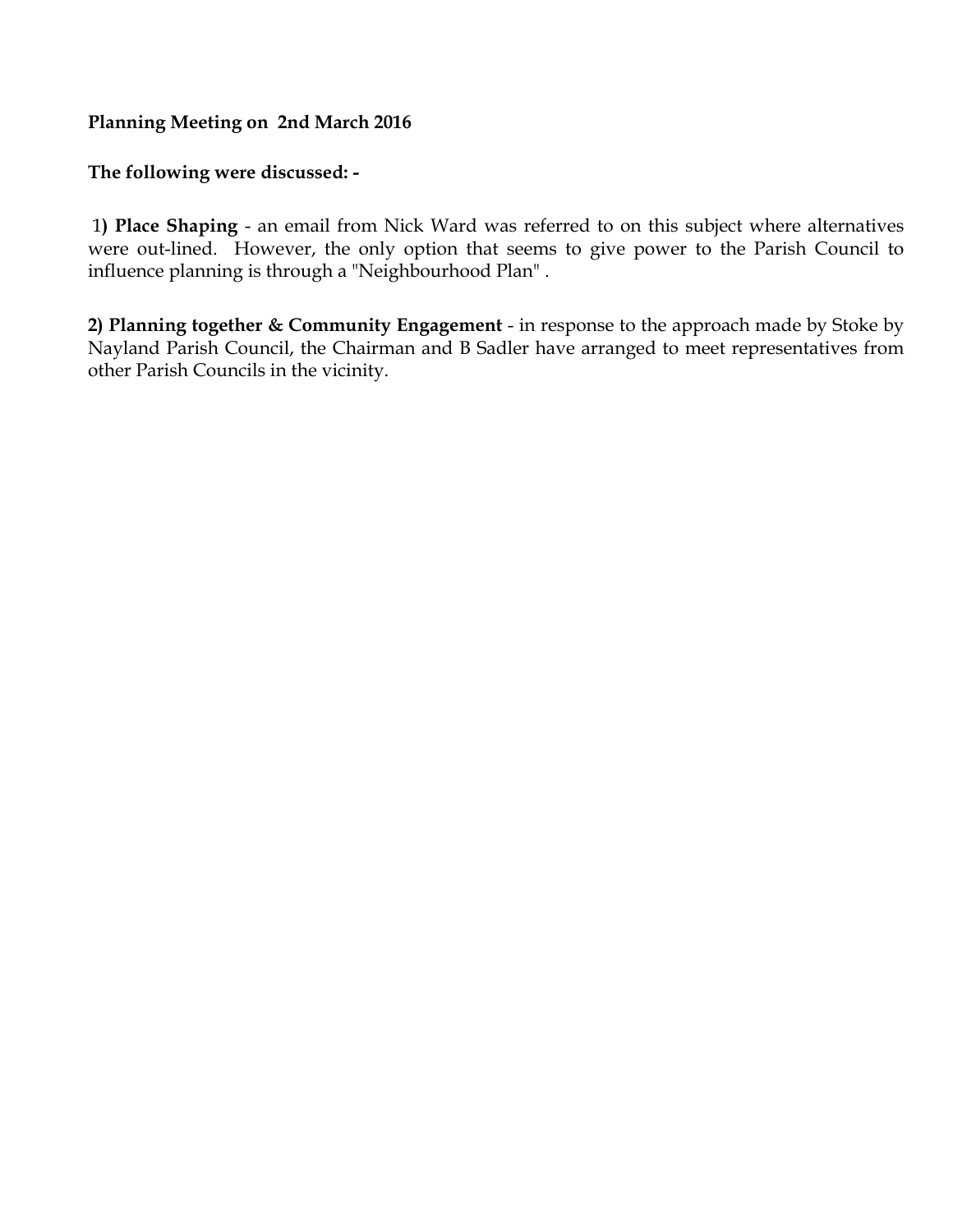**Planning Meeting on 2nd March 2016**

**The following were discussed: -**

1**) Place Shaping** - an email from Nick Ward was referred to on this subject where alternatives were out-lined. However, the only option that seems to give power to the Parish Council to influence planning is through a "Neighbourhood Plan" .

**2) Planning together & Community Engagement** - in response to the approach made by Stoke by Nayland Parish Council, the Chairman and B Sadler have arranged to meet representatives from other Parish Councils in the vicinity.